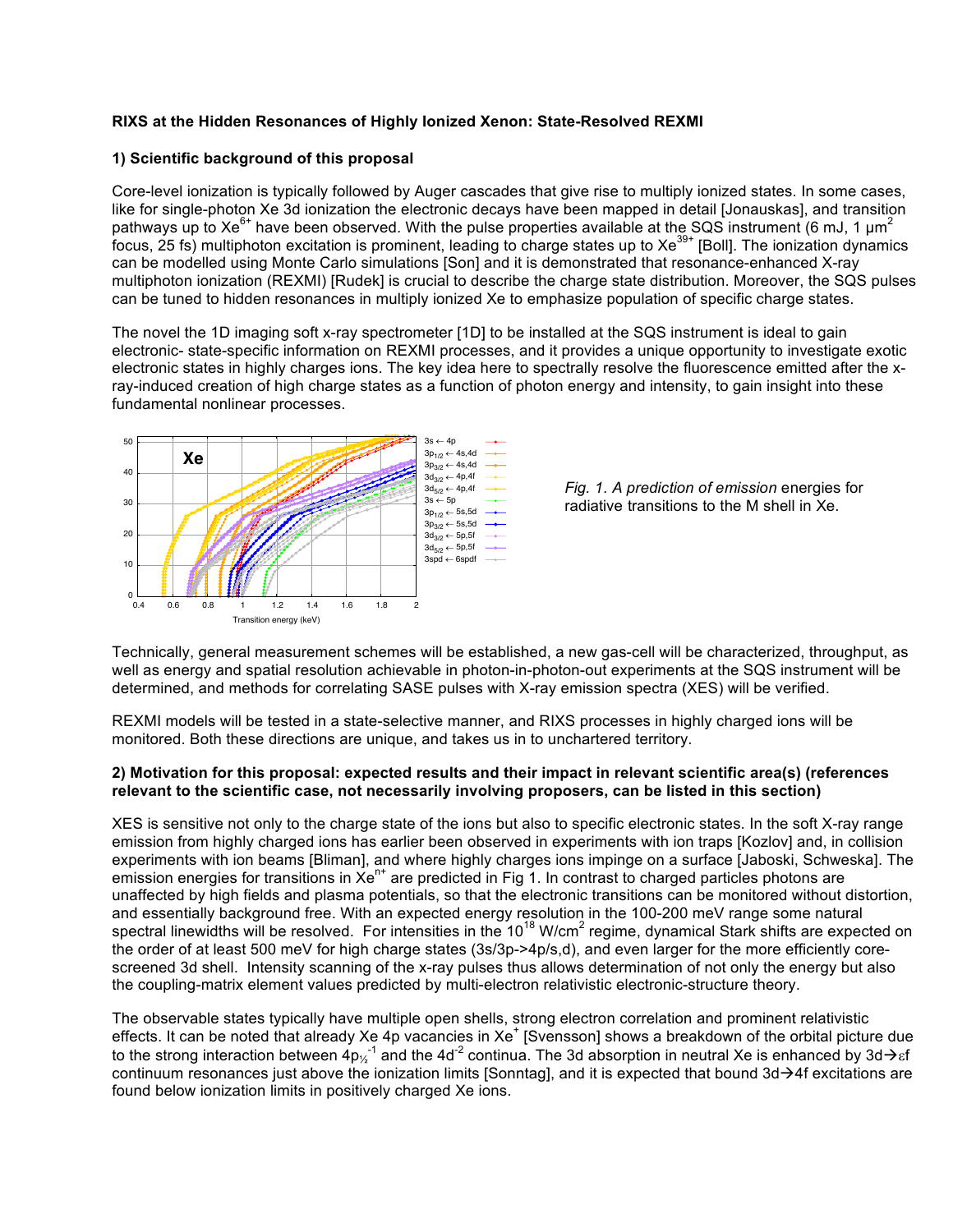**RIXS at the Hidden Resonances of Highly Ionized Xenon: State-Resolved REXMI**

**1) Scientific background of this proposal**

Core-level ionization is typically followed by Auger cascades that give rise to multiply ionized states. In some cases, like for single-photon Xe 3d ionization the electronic decays have been mapped in detail [Jonauskas], and transition pathways up to $Xe^{6+}$ have been observed. With the pulse properties available at the SQS instrument (6 mJ, 1 $\mu m^2$ focus, 25 fs) multiphoton excitation is prominent, leading to charge states up to $Xe^{39+}$ [Boll]. The ionization dynamics can be modelled using Monte Carlo simulations [Son] and it is demonstrated that resonance-enhanced X-ray multiphoton ionization (REXMI) [Rudek] is crucial to describe the charge state distribution. Moreover, the SQS pulses can be tuned to hidden resonances in multiply ionized Xe to emphasize population of specific charge states.

The novel the 1D imaging soft x-ray spectrometer [1D] to be installed at the SQS instrument is ideal to gain electronic- state-specific information on REXMI processes, and it provides a unique opportunity to investigate exotic electronic states in highly charges ions. The key idea here to spectrally resolve the fluorescence emitted after the x-ray-induced creation of high charge states as a function of photon energy and intensity, to gain insight into these fundamental nonlinear processes.

*Fig. 1. A prediction of emission* energies for radiative transitions to the M shell in Xe.

Technically, general measurement schemes will be established, a new gas-cell will be characterized, throughput, as well as energy and spatial resolution achievable in photon-in-photon-out experiments at the SQS instrument will be determined, and methods for correlating SASE pulses with X-ray emission spectra (XES) will be verified.

REXMI models will be tested in a state-selective manner, and RIXS processes in highly charged ions will be monitored. Both these directions are unique, and takes us in to unchartered territory.

**2) Motivation for this proposal: expected results and their impact in relevant scientific area(s) (references relevant to the scientific case, not necessarily involving proposers, can be listed in this section)**

XES is sensitive not only to the charge state of the ions but also to specific electronic states. In the soft X-ray range emission from highly charged ions has earlier been observed in experiments with ion traps [Kozlov] and, in collision experiments with ion beams [Bliman], and where highly charges ions impinge on a surface [Jaboski, Schweska]. The emission energies for transitions in $Xe^{n+}$ are predicted in Fig 1. In contrast to charged particles photons are unaffected by high fields and plasma potentials, so that the electronic transitions can be monitored without distortion, and essentially background free. With an expected energy resolution in the 100-200 meV range some natural spectral linewidths will be resolved. For intensities in the $10^{18}$ W/cm$^2$ regime, dynamical Stark shifts are expected on the order of at least 500 meV for high charge states (3s/3p->4p/s,d), and even larger for the more efficiently core-screened 3d shell. Intensity scanning of the x-ray pulses thus allows determination of not only the energy but also the coupling-matrix element values predicted by multi-electron relativistic electronic-structure theory.

The observable states typically have multiple open shells, strong electron correlation and prominent relativistic effects. It can be noted that already Xe 4p vacancies in $Xe^{+}$ [Svensson] shows a breakdown of the orbital picture due to the strong interaction between $4p_{1/2}^{-1}$ and the $4d^{-2}$ continua. The 3d absorption in neutral Xe is enhanced by 3d→εf continuum resonances just above the ionization limits [Sonntag], and it is expected that bound 3d→4f excitations are found below ionization limits in positively charged Xe ions.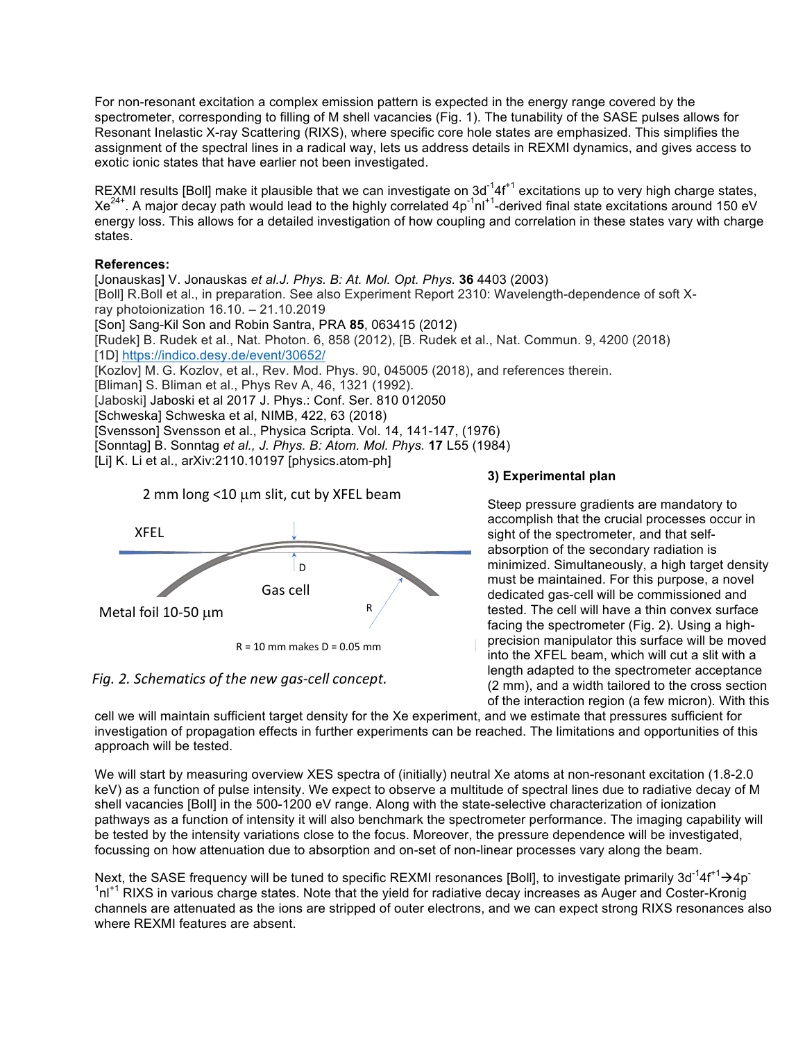For non-resonant excitation a complex emission pattern is expected in the energy range covered by the spectrometer, corresponding to filling of M shell vacancies (Fig. 1). The tunability of the SASE pulses allows for Resonant Inelastic X-ray Scattering (RIXS), where specific core hole states are emphasized. This simplifies the assignment of the spectral lines in a radical way, lets us address details in REXMI dynamics, and gives access to exotic ionic states that have earlier not been investigated.

REXMI results [Boll] make it plausible that we can investigate on $3d^{-1}4f^{+1}$ excitations up to very high charge states, $Xe^{24+}$. A major decay path would lead to the highly correlated $4p^{-1}nl^{+1}$-derived final state excitations around 150 eV energy loss. This allows for a detailed investigation of how coupling and correlation in these states vary with charge states.

**References:**

[Jonauskas] V. Jonauskas *et al.J. Phys. B: At. Mol. Opt. Phys.* **36** 4403 (2003)
[Boll] R.Boll et al., in preparation. See also Experiment Report 2310: Wavelength-dependence of soft X-ray photoionization 16.10. – 21.10.2019
[Son] Sang-Kil Son and Robin Santra, PRA **85**, 063415 (2012)
[Rudek] B. Rudek et al., Nat. Photon. 6, 858 (2012), [B. Rudek et al., Nat. Commun. 9, 4200 (2018)
[1D] https://indico.desy.de/event/30652/
[Kozlov] M. G. Kozlov, et al., Rev. Mod. Phys. 90, 045005 (2018), and references therein.
[Bliman] S. Bliman et al., Phys Rev A, 46, 1321 (1992).
[Jaboski] Jaboski et al 2017 J. Phys.: Conf. Ser. 810 012050
[Schweska] Schweska et al, NIMB, 422, 63 (2018)
[Svensson] Svensson et al., Physica Scripta. Vol. 14, 141-147, (1976)
[Sonntag] B. Sonntag *et al., J. Phys. B: Atom. Mol. Phys.* **17** L55 (1984)
[Li] K. Li et al., arXiv:2110.10197 [physics.atom-ph]

2 mm long <10 μm slit, cut by XFEL beam

XFEL

D

Gas cell

Metal foil 10-50 μm

R

R = 10 mm makes D = 0.05 mm

*Fig. 2. Schematics of the new gas-cell concept.*

### 3) Experimental plan

Steep pressure gradients are mandatory to accomplish that the crucial processes occur in sight of the spectrometer, and that self-absorption of the secondary radiation is minimized. Simultaneously, a high target density must be maintained. For this purpose, a novel dedicated gas-cell will be commissioned and tested. The cell will have a thin convex surface facing the spectrometer (Fig. 2). Using a high-precision manipulator this surface will be moved into the XFEL beam, which will cut a slit with a length adapted to the spectrometer acceptance (2 mm), and a width tailored to the cross section of the interaction region (a few micron). With this cell we will maintain sufficient target density for the Xe experiment, and we estimate that pressures sufficient for investigation of propagation effects in further experiments can be reached. The limitations and opportunities of this approach will be tested.

We will start by measuring overview XES spectra of (initially) neutral Xe atoms at non-resonant excitation (1.8-2.0 keV) as a function of pulse intensity. We expect to observe a multitude of spectral lines due to radiative decay of M shell vacancies [Boll] in the 500-1200 eV range. Along with the state-selective characterization of ionization pathways as a function of intensity it will also benchmark the spectrometer performance. The imaging capability will be tested by the intensity variations close to the focus. Moreover, the pressure dependence will be investigated, focussing on how attenuation due to absorption and on-set of non-linear processes vary along the beam.

Next, the SASE frequency will be tuned to specific REXMI resonances [Boll], to investigate primarily $3d^{-1}4f^{+1} \rightarrow 4p^{-1}nl^{+1}$ RIXS in various charge states. Note that the yield for radiative decay increases as Auger and Coster-Kronig channels are attenuated as the ions are stripped of outer electrons, and we can expect strong RIXS resonances also where REXMI features are absent.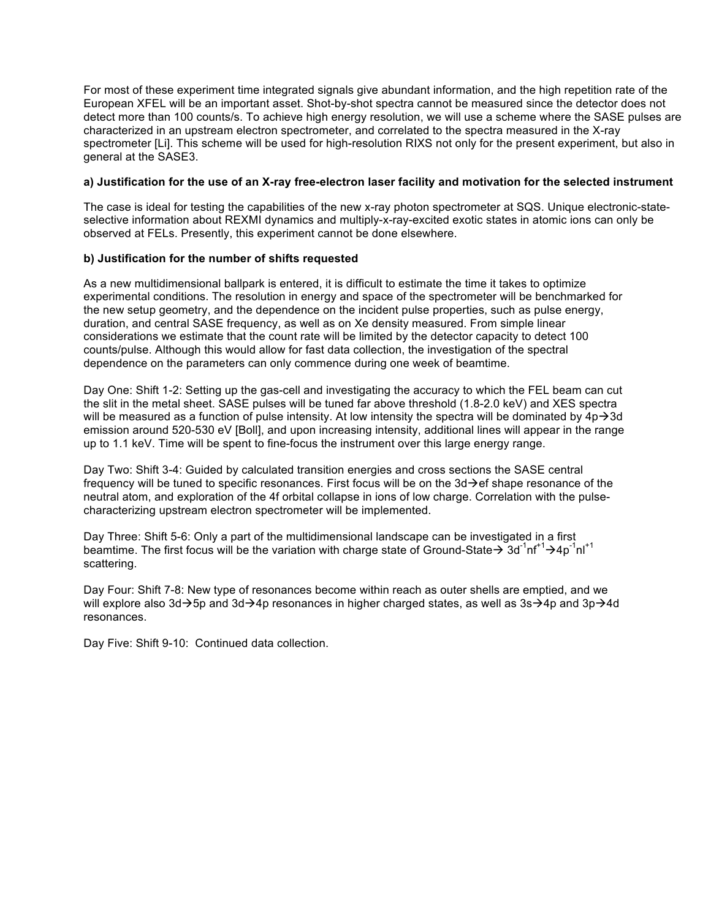For most of these experiment time integrated signals give abundant information, and the high repetition rate of the European XFEL will be an important asset. Shot-by-shot spectra cannot be measured since the detector does not detect more than 100 counts/s. To achieve high energy resolution, we will use a scheme where the SASE pulses are characterized in an upstream electron spectrometer, and correlated to the spectra measured in the X-ray spectrometer [Li]. This scheme will be used for high-resolution RIXS not only for the present experiment, but also in general at the SASE3.

**a) Justification for the use of an X-ray free-electron laser facility and motivation for the selected instrument**

The case is ideal for testing the capabilities of the new x-ray photon spectrometer at SQS. Unique electronic-state-selective information about REXMI dynamics and multiply-x-ray-excited exotic states in atomic ions can only be observed at FELs. Presently, this experiment cannot be done elsewhere.

**b) Justification for the number of shifts requested**

As a new multidimensional ballpark is entered, it is difficult to estimate the time it takes to optimize experimental conditions. The resolution in energy and space of the spectrometer will be benchmarked for the new setup geometry, and the dependence on the incident pulse properties, such as pulse energy, duration, and central SASE frequency, as well as on Xe density measured. From simple linear considerations we estimate that the count rate will be limited by the detector capacity to detect 100 counts/pulse. Although this would allow for fast data collection, the investigation of the spectral dependence on the parameters can only commence during one week of beamtime.

Day One: Shift 1-2: Setting up the gas-cell and investigating the accuracy to which the FEL beam can cut the slit in the metal sheet. SASE pulses will be tuned far above threshold (1.8-2.0 keV) and XES spectra will be measured as a function of pulse intensity. At low intensity the spectra will be dominated by 4p→3d emission around 520-530 eV [Boll], and upon increasing intensity, additional lines will appear in the range up to 1.1 keV. Time will be spent to fine-focus the instrument over this large energy range.

Day Two: Shift 3-4: Guided by calculated transition energies and cross sections the SASE central frequency will be tuned to specific resonances. First focus will be on the 3d→ef shape resonance of the neutral atom, and exploration of the 4f orbital collapse in ions of low charge. Correlation with the pulse-characterizing upstream electron spectrometer will be implemented.

Day Three: Shift 5-6: Only a part of the multidimensional landscape can be investigated in a first beamtime. The first focus will be the variation with charge state of Ground-State→ $3d^{-1}nf^{+1}$→$4p^{-1}nl^{+1}$ scattering.

Day Four: Shift 7-8: New type of resonances become within reach as outer shells are emptied, and we will explore also 3d→5p and 3d→4p resonances in higher charged states, as well as 3s→4p and 3p→4d resonances.

Day Five: Shift 9-10: Continued data collection.